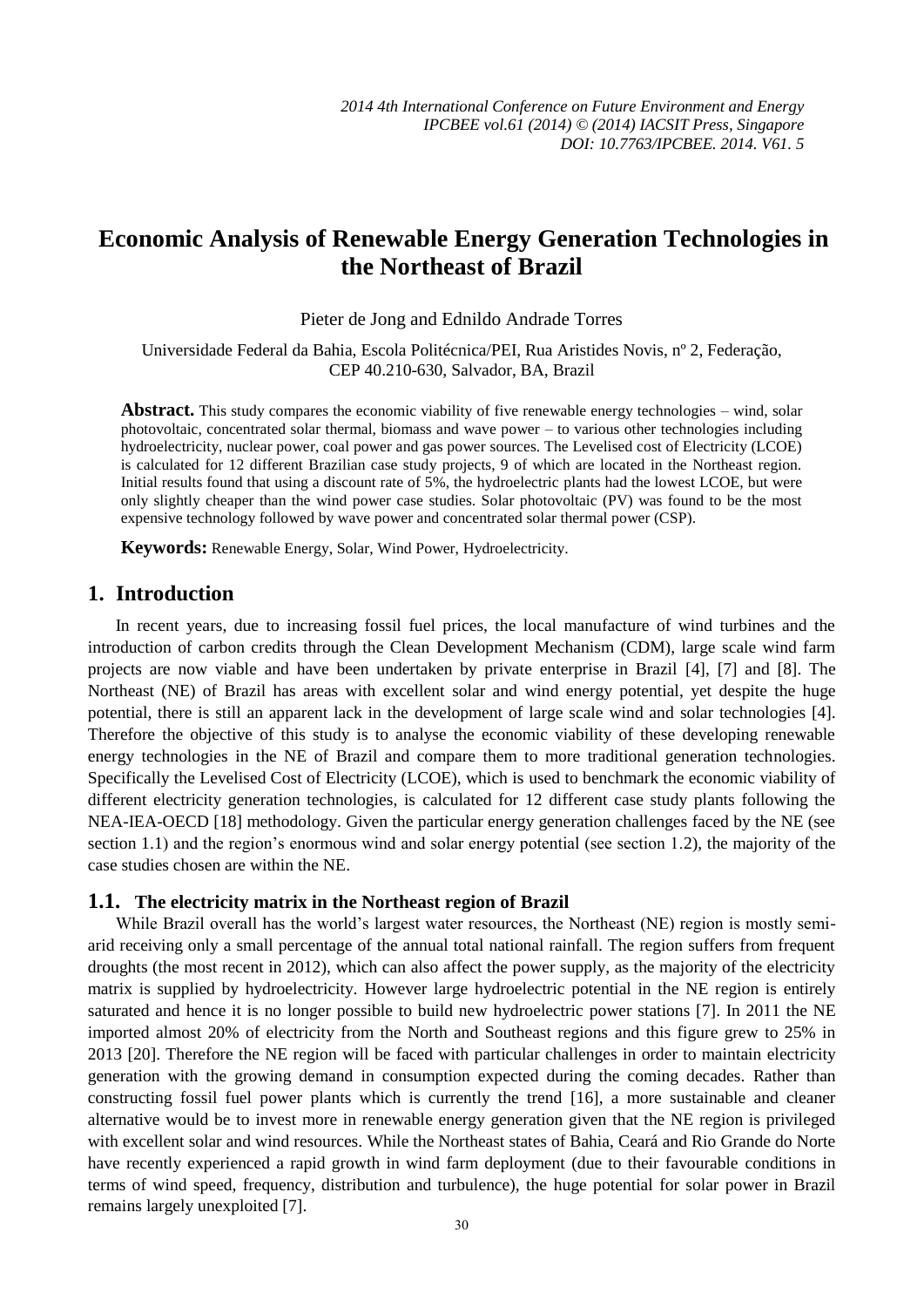# Economic Analysis of Renewable Energy Generation Technologies in the Northeast of Brazil

Pieter de Jong and Ednildo Andrade Torres

Universidade Federal da Bahia, Escola Politécnica/PEI, Rua Aristides Novis, nº 2, Federação, CEP 40.210-630, Salvador, BA, Brazil

**Abstract.** This study compares the economic viability of five renewable energy technologies – wind, solar photovoltaic, concentrated solar thermal, biomass and wave power – to various other technologies including hydroelectricity, nuclear power, coal power and gas power sources. The Levelised cost of Electricity (LCOE) is calculated for 12 different Brazilian case study projects, 9 of which are located in the Northeast region. Initial results found that using a discount rate of 5%, the hydroelectric plants had the lowest LCOE, but were only slightly cheaper than the wind power case studies. Solar photovoltaic (PV) was found to be the most expensive technology followed by wave power and concentrated solar thermal power (CSP).

**Keywords:** Renewable Energy, Solar, Wind Power, Hydroelectricity.

## 1. Introduction

In recent years, due to increasing fossil fuel prices, the local manufacture of wind turbines and the introduction of carbon credits through the Clean Development Mechanism (CDM), large scale wind farm projects are now viable and have been undertaken by private enterprise in Brazil [4], [7] and [8]. The Northeast (NE) of Brazil has areas with excellent solar and wind energy potential, yet despite the huge potential, there is still an apparent lack in the development of large scale wind and solar technologies [4]. Therefore the objective of this study is to analyse the economic viability of these developing renewable energy technologies in the NE of Brazil and compare them to more traditional generation technologies. Specifically the Levelised Cost of Electricity (LCOE), which is used to benchmark the economic viability of different electricity generation technologies, is calculated for 12 different case study plants following the NEA-IEA-OECD [18] methodology. Given the particular energy generation challenges faced by the NE (see section 1.1) and the region's enormous wind and solar energy potential (see section 1.2), the majority of the case studies chosen are within the NE.

### 1.1. The electricity matrix in the Northeast region of Brazil

While Brazil overall has the world's largest water resources, the Northeast (NE) region is mostly semi-arid receiving only a small percentage of the annual total national rainfall. The region suffers from frequent droughts (the most recent in 2012), which can also affect the power supply, as the majority of the electricity matrix is supplied by hydroelectricity. However large hydroelectric potential in the NE region is entirely saturated and hence it is no longer possible to build new hydroelectric power stations [7]. In 2011 the NE imported almost 20% of electricity from the North and Southeast regions and this figure grew to 25% in 2013 [20]. Therefore the NE region will be faced with particular challenges in order to maintain electricity generation with the growing demand in consumption expected during the coming decades. Rather than constructing fossil fuel power plants which is currently the trend [16], a more sustainable and cleaner alternative would be to invest more in renewable energy generation given that the NE region is privileged with excellent solar and wind resources. While the Northeast states of Bahia, Ceará and Rio Grande do Norte have recently experienced a rapid growth in wind farm deployment (due to their favourable conditions in terms of wind speed, frequency, distribution and turbulence), the huge potential for solar power in Brazil remains largely unexploited [7].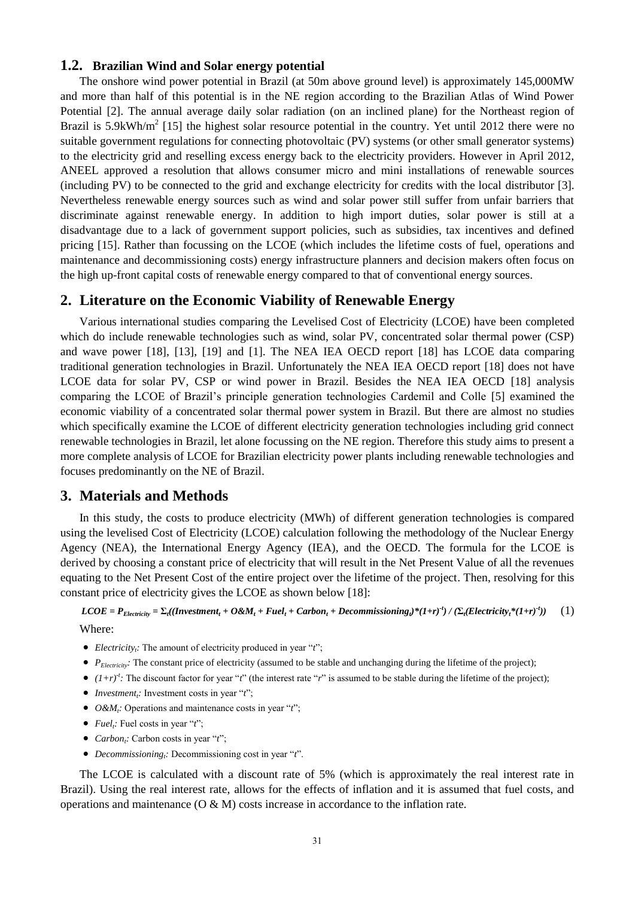### 1.2. Brazilian Wind and Solar energy potential

The onshore wind power potential in Brazil (at 50m above ground level) is approximately 145,000MW and more than half of this potential is in the NE region according to the Brazilian Atlas of Wind Power Potential [2]. The annual average daily solar radiation (on an inclined plane) for the Northeast region of Brazil is 5.9kWh/m$^2$ [15] the highest solar resource potential in the country. Yet until 2012 there were no suitable government regulations for connecting photovoltaic (PV) systems (or other small generator systems) to the electricity grid and reselling excess energy back to the electricity providers. However in April 2012, ANEEL approved a resolution that allows consumer micro and mini installations of renewable sources (including PV) to be connected to the grid and exchange electricity for credits with the local distributor [3]. Nevertheless renewable energy sources such as wind and solar power still suffer from unfair barriers that discriminate against renewable energy. In addition to high import duties, solar power is still at a disadvantage due to a lack of government support policies, such as subsidies, tax incentives and defined pricing [15]. Rather than focussing on the LCOE (which includes the lifetime costs of fuel, operations and maintenance and decommissioning costs) energy infrastructure planners and decision makers often focus on the high up-front capital costs of renewable energy compared to that of conventional energy sources.

## 2. Literature on the Economic Viability of Renewable Energy

Various international studies comparing the Levelised Cost of Electricity (LCOE) have been completed which do include renewable technologies such as wind, solar PV, concentrated solar thermal power (CSP) and wave power [18], [13], [19] and [1]. The NEA IEA OECD report [18] has LCOE data comparing traditional generation technologies in Brazil. Unfortunately the NEA IEA OECD report [18] does not have LCOE data for solar PV, CSP or wind power in Brazil. Besides the NEA IEA OECD [18] analysis comparing the LCOE of Brazil's principle generation technologies Cardemil and Colle [5] examined the economic viability of a concentrated solar thermal power system in Brazil. But there are almost no studies which specifically examine the LCOE of different electricity generation technologies including grid connect renewable technologies in Brazil, let alone focussing on the NE region. Therefore this study aims to present a more complete analysis of LCOE for Brazilian electricity power plants including renewable technologies and focuses predominantly on the NE of Brazil.

## 3. Materials and Methods

In this study, the costs to produce electricity (MWh) of different generation technologies is compared using the levelised Cost of Electricity (LCOE) calculation following the methodology of the Nuclear Energy Agency (NEA), the International Energy Agency (IEA), and the OECD. The formula for the LCOE is derived by choosing a constant price of electricity that will result in the Net Present Value of all the revenues equating to the Net Present Cost of the entire project over the lifetime of the project. Then, resolving for this constant price of electricity gives the LCOE as shown below [18]:

$$LCOE = P_{Electricity} = \Sigma_t((Investment_t + O\&M_t + Fuel_t + Carbon_t + Decommissioning_t)*(1+r)^{-t}) / (\Sigma_t(Electricity_t*(1+r)^{-t})) \quad (1)$$

Where:

- $Electricity_t$: The amount of electricity produced in year "$t$";
- $P_{Electricity}$: The constant price of electricity (assumed to be stable and unchanging during the lifetime of the project);
- $(1+r)^{-t}$: The discount factor for year "$t$" (the interest rate "$r$" is assumed to be stable during the lifetime of the project);
- $Investment_t$: Investment costs in year "$t$";
- $O\&M_t$: Operations and maintenance costs in year "$t$";
- $Fuel_t$: Fuel costs in year "$t$";
- $Carbon_t$: Carbon costs in year "$t$";
- $Decommissioning_t$: Decommissioning cost in year "$t$".

The LCOE is calculated with a discount rate of 5% (which is approximately the real interest rate in Brazil). Using the real interest rate, allows for the effects of inflation and it is assumed that fuel costs, and operations and maintenance (O & M) costs increase in accordance to the inflation rate.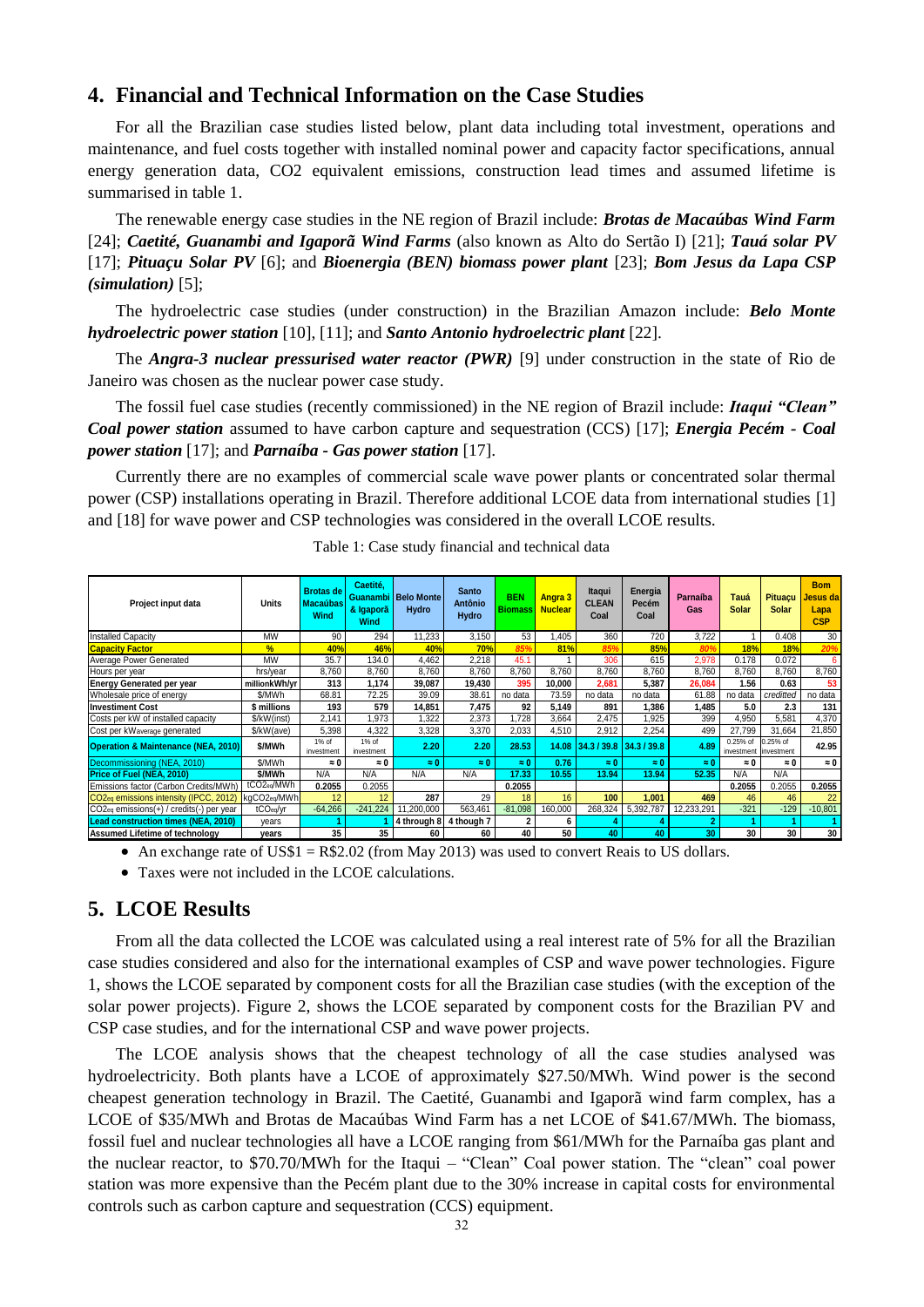## 4. Financial and Technical Information on the Case Studies

For all the Brazilian case studies listed below, plant data including total investment, operations and maintenance, and fuel costs together with installed nominal power and capacity factor specifications, annual energy generation data, CO2 equivalent emissions, construction lead times and assumed lifetime is summarised in table 1.

The renewable energy case studies in the NE region of Brazil include: ***Brotas de Macaúbas Wind Farm*** [24]; ***Caetité, Guanambi and Igaporã Wind Farms*** (also known as Alto do Sertão I) [21]; ***Tauá solar PV*** [17]; ***Pituaçu Solar PV*** [6]; and ***Bioenergia (BEN) biomass power plant*** [23]; ***Bom Jesus da Lapa CSP (simulation)*** [5];

The hydroelectric case studies (under construction) in the Brazilian Amazon include: ***Belo Monte hydroelectric power station*** [10], [11]; and ***Santo Antonio hydroelectric plant*** [22].

The ***Angra-3 nuclear pressurised water reactor (PWR)*** [9] under construction in the state of Rio de Janeiro was chosen as the nuclear power case study.

The fossil fuel case studies (recently commissioned) in the NE region of Brazil include: ***Itaqui "Clean" Coal power station*** assumed to have carbon capture and sequestration (CCS) [17]; ***Energia Pecém - Coal power station*** [17]; and ***Parnaíba - Gas power station*** [17].

Currently there are no examples of commercial scale wave power plants or concentrated solar thermal power (CSP) installations operating in Brazil. Therefore additional LCOE data from international studies [1] and [18] for wave power and CSP technologies was considered in the overall LCOE results.

Table 1: Case study financial and technical data

| Project input data | Units | Brotas de Macaúbas Wind | Caetité, Guanambi & Igaporã Wind | Belo Monte Hydro | Santo Antônio Hydro | BEN Biomass | Angra 3 Nuclear | Itaqui CLEAN Coal | Energia Pecém Coal | Parnaíba Gas | Tauá Solar | Pituaçu Solar | Bom Jesus da Lapa CSP |
|---|---|---|---|---|---|---|---|---|---|---|---|---|---|
| Installed Capacity | MW | 90 | 294 | 11,233 | 3,150 | 53 | 1,405 | 360 | 720 | 3,722 | 1 | 0.408 | 30 |
| **Capacity Factor** | **%** | **40%** | **46%** | **40%** | **70%** | **85%** | **81%** | **85%** | **85%** | **80%** | **18%** | **18%** | **20%** |
| Average Power Generated | MW | 35.7 | 134.0 | 4,462 | 2,218 | 45.1 | 1 | 306 | 615 | 2,978 | 0.178 | 0.072 | 6 |
| Hours per year | hrs/year | 8,760 | 8,760 | 8,760 | 8,760 | 8,760 | 8,760 | 8,760 | 8,760 | 8,760 | 8,760 | 8,760 | 8,760 |
| **Energy Generated per year** | **millionkWh/yr** | **313** | **1,174** | **39,087** | **19,430** | **395** | **10,000** | **2,681** | **5,387** | **26,084** | **1.56** | **0.63** | **53** |
| Wholesale price of energy | $/MWh | 68.81 | 72.25 | 39.09 | 38.61 | no data | 73.59 | no data | no data | 61.88 | no data | creditted | no data |
| **Investment Cost** | **$ millions** | **193** | **579** | **14,851** | **7,475** | **92** | **5,149** | **891** | **1,386** | **1,485** | **5.0** | **2.3** | **131** |
| Costs per kW of installed capacity | $/kW(inst) | 2,141 | 1,973 | 1,322 | 2,373 | 1,728 | 3,664 | 2,475 | 1,925 | 399 | 4,950 | 5,581 | 4,370 |
| Cost per kWaverage generated | $/kW(ave) | 5,398 | 4,322 | 3,328 | 3,370 | 2,033 | 4,510 | 2,912 | 2,254 | 499 | 27,799 | 31,664 | 21,850 |
| **Operation & Maintenance (NEA, 2010)** | **$/MWh** | 1% of investment | 1% of investment | **2.20** | **2.20** | **28.53** | **14.08** | **34.3 / 39.8** | **34.3 / 39.8** | **4.89** | 0.25% of investment | 0.25% of investment | **42.95** |
| Decommissioning (NEA, 2010) | $/MWh | ≈ 0 | ≈ 0 | ≈ 0 | ≈ 0 | ≈ 0 | 0.76 | ≈ 0 | ≈ 0 | ≈ 0 | ≈ 0 | ≈ 0 | ≈ 0 |
| **Price of Fuel (NEA, 2010)** | **$/MWh** | N/A | N/A | N/A | N/A | **17.33** | **10.55** | **13.94** | **13.94** | **52.35** | N/A | N/A | |
| Emissions factor (Carbon Credits/MWh) | $tCO2_{eq}$/MWh | **0.2055** | 0.2055 | | | **0.2055** | | | | | **0.2055** | 0.2055 | **0.2055** |
| $CO2_{eq}$ emissions intensity (IPCC, 2012) | $kgCO2_{eq}$/MWh | 12 | 12 | 287 | 29 | 18 | 16 | 100 | 1,001 | 469 | 46 | 46 | 22 |
| $CO2_{eq}$ emissions(+) / credits(-) per year | $tCO_{eq}$/yr | -64,266 | -241,224 | 11,200,000 | 563,461 | -81,098 | 160,000 | 268,324 | 5,392,787 | 12,233,291 | -321 | -129 | -10,801 |
| **Lead construction times (NEA, 2010)** | years | **1** | **1** | **4 through 8** | **4 though 7** | **2** | **6** | **4** | **4** | **2** | **1** | **1** | **1** |
| **Assumed Lifetime of technology** | **years** | **35** | **35** | **60** | **60** | **40** | **50** | **40** | **40** | **30** | **30** | **30** | **30** |

- An exchange rate of US$1 = R$2.02 (from May 2013) was used to convert Reais to US dollars.
- Taxes were not included in the LCOE calculations.

## 5. LCOE Results

From all the data collected the LCOE was calculated using a real interest rate of 5% for all the Brazilian case studies considered and also for the international examples of CSP and wave power technologies. Figure 1, shows the LCOE separated by component costs for all the Brazilian case studies (with the exception of the solar power projects). Figure 2, shows the LCOE separated by component costs for the Brazilian PV and CSP case studies, and for the international CSP and wave power projects.

The LCOE analysis shows that the cheapest technology of all the case studies analysed was hydroelectricity. Both plants have a LCOE of approximately $27.50/MWh. Wind power is the second cheapest generation technology in Brazil. The Caetité, Guanambi and Igaporã wind farm complex, has a LCOE of $35/MWh and Brotas de Macaúbas Wind Farm has a net LCOE of $41.67/MWh. The biomass, fossil fuel and nuclear technologies all have a LCOE ranging from $61/MWh for the Parnaíba gas plant and the nuclear reactor, to $70.70/MWh for the Itaqui – "Clean" Coal power station. The "clean" coal power station was more expensive than the Pecém plant due to the 30% increase in capital costs for environmental controls such as carbon capture and sequestration (CCS) equipment.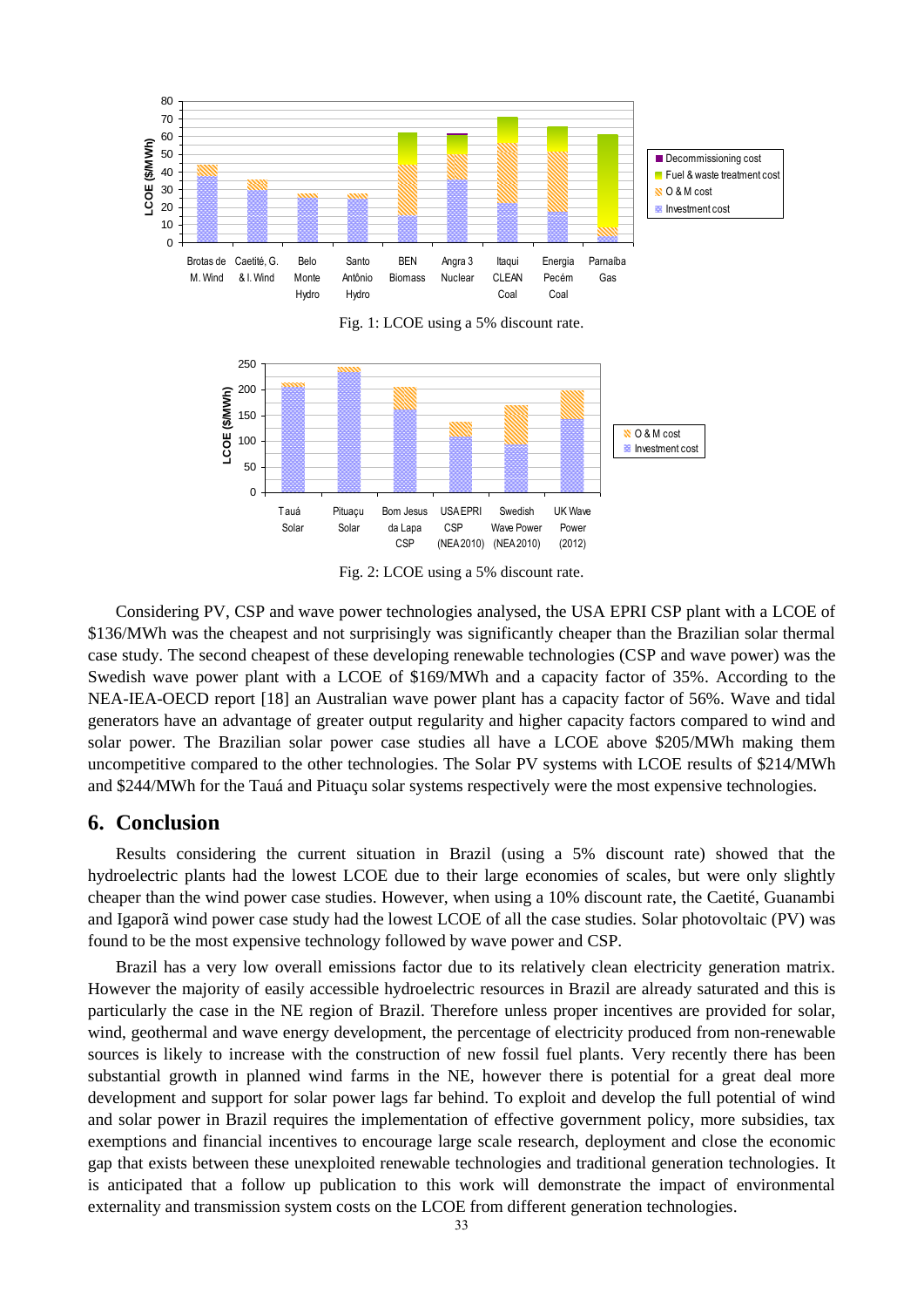Fig. 1: LCOE using a 5% discount rate.

Fig. 2: LCOE using a 5% discount rate.

Considering PV, CSP and wave power technologies analysed, the USA EPRI CSP plant with a LCOE of \$136/MWh was the cheapest and not surprisingly was significantly cheaper than the Brazilian solar thermal case study. The second cheapest of these developing renewable technologies (CSP and wave power) was the Swedish wave power plant with a LCOE of \$169/MWh and a capacity factor of 35%. According to the NEA-IEA-OECD report [18] an Australian wave power plant has a capacity factor of 56%. Wave and tidal generators have an advantage of greater output regularity and higher capacity factors compared to wind and solar power. The Brazilian solar power case studies all have a LCOE above \$205/MWh making them uncompetitive compared to the other technologies. The Solar PV systems with LCOE results of \$214/MWh and \$244/MWh for the Tauá and Pituaçu solar systems respectively were the most expensive technologies.

## 6. Conclusion

Results considering the current situation in Brazil (using a 5% discount rate) showed that the hydroelectric plants had the lowest LCOE due to their large economies of scales, but were only slightly cheaper than the wind power case studies. However, when using a 10% discount rate, the Caetité, Guanambi and Igaporã wind power case study had the lowest LCOE of all the case studies. Solar photovoltaic (PV) was found to be the most expensive technology followed by wave power and CSP.

Brazil has a very low overall emissions factor due to its relatively clean electricity generation matrix. However the majority of easily accessible hydroelectric resources in Brazil are already saturated and this is particularly the case in the NE region of Brazil. Therefore unless proper incentives are provided for solar, wind, geothermal and wave energy development, the percentage of electricity produced from non-renewable sources is likely to increase with the construction of new fossil fuel plants. Very recently there has been substantial growth in planned wind farms in the NE, however there is potential for a great deal more development and support for solar power lags far behind. To exploit and develop the full potential of wind and solar power in Brazil requires the implementation of effective government policy, more subsidies, tax exemptions and financial incentives to encourage large scale research, deployment and close the economic gap that exists between these unexploited renewable technologies and traditional generation technologies. It is anticipated that a follow up publication to this work will demonstrate the impact of environmental externality and transmission system costs on the LCOE from different generation technologies.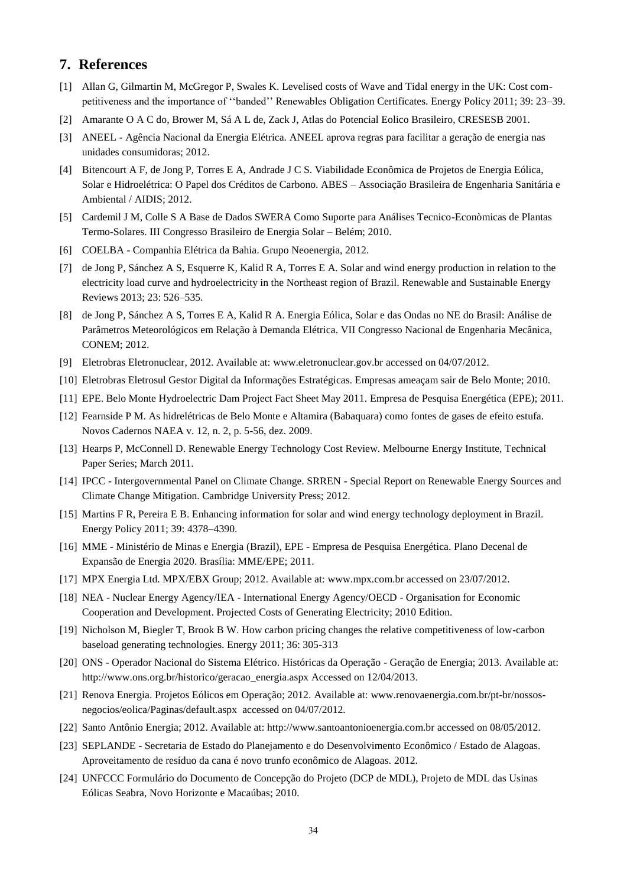## 7. References

[1] Allan G, Gilmartin M, McGregor P, Swales K. Levelised costs of Wave and Tidal energy in the UK: Cost competitiveness and the importance of ''banded'' Renewables Obligation Certificates. Energy Policy 2011; 39: 23–39.

[2] Amarante O A C do, Brower M, Sá A L de, Zack J, Atlas do Potencial Eolico Brasileiro, CRESESB 2001.

[3] ANEEL - Agência Nacional da Energia Elétrica. ANEEL aprova regras para facilitar a geração de energia nas unidades consumidoras; 2012.

[4] Bitencourt A F, de Jong P, Torres E A, Andrade J C S. Viabilidade Econômica de Projetos de Energia Eólica, Solar e Hidroelétrica: O Papel dos Créditos de Carbono. ABES – Associação Brasileira de Engenharia Sanitária e Ambiental / AIDIS; 2012.

[5] Cardemil J M, Colle S A Base de Dados SWERA Como Suporte para Análises Tecnico-Econòmicas de Plantas Termo-Solares. III Congresso Brasileiro de Energia Solar – Belém; 2010.

[6] COELBA - Companhia Elétrica da Bahia. Grupo Neoenergia, 2012.

[7] de Jong P, Sánchez A S, Esquerre K, Kalid R A, Torres E A. Solar and wind energy production in relation to the electricity load curve and hydroelectricity in the Northeast region of Brazil. Renewable and Sustainable Energy Reviews 2013; 23: 526–535.

[8] de Jong P, Sánchez A S, Torres E A, Kalid R A. Energia Eólica, Solar e das Ondas no NE do Brasil: Análise de Parâmetros Meteorológicos em Relação à Demanda Elétrica. VII Congresso Nacional de Engenharia Mecânica, CONEM; 2012.

[9] Eletrobras Eletronuclear, 2012. Available at: www.eletronuclear.gov.br accessed on 04/07/2012.

[10] Eletrobras Eletrosul Gestor Digital da Informações Estratégicas. Empresas ameaçam sair de Belo Monte; 2010.

[11] EPE. Belo Monte Hydroelectric Dam Project Fact Sheet May 2011. Empresa de Pesquisa Energética (EPE); 2011.

[12] Fearnside P M. As hidrelétricas de Belo Monte e Altamira (Babaquara) como fontes de gases de efeito estufa. Novos Cadernos NAEA v. 12, n. 2, p. 5-56, dez. 2009.

[13] Hearps P, McConnell D. Renewable Energy Technology Cost Review. Melbourne Energy Institute, Technical Paper Series; March 2011.

[14] IPCC - Intergovernmental Panel on Climate Change. SRREN - Special Report on Renewable Energy Sources and Climate Change Mitigation. Cambridge University Press; 2012.

[15] Martins F R, Pereira E B. Enhancing information for solar and wind energy technology deployment in Brazil. Energy Policy 2011; 39: 4378–4390.

[16] MME - Ministério de Minas e Energia (Brazil), EPE - Empresa de Pesquisa Energética. Plano Decenal de Expansão de Energia 2020. Brasília: MME/EPE; 2011.

[17] MPX Energia Ltd. MPX/EBX Group; 2012. Available at: www.mpx.com.br accessed on 23/07/2012.

[18] NEA - Nuclear Energy Agency/IEA - International Energy Agency/OECD - Organisation for Economic Cooperation and Development. Projected Costs of Generating Electricity; 2010 Edition.

[19] Nicholson M, Biegler T, Brook B W. How carbon pricing changes the relative competitiveness of low-carbon baseload generating technologies. Energy 2011; 36: 305-313

[20] ONS - Operador Nacional do Sistema Elétrico. Históricas da Operação - Geração de Energia; 2013. Available at: http://www.ons.org.br/historico/geracao_energia.aspx Accessed on 12/04/2013.

[21] Renova Energia. Projetos Eólicos em Operação; 2012. Available at: www.renovaenergia.com.br/pt-br/nossos-negocios/eolica/Paginas/default.aspx accessed on 04/07/2012.

[22] Santo Antônio Energia; 2012. Available at: http://www.santoantonioenergia.com.br accessed on 08/05/2012.

[23] SEPLANDE - Secretaria de Estado do Planejamento e do Desenvolvimento Econômico / Estado de Alagoas. Aproveitamento de resíduo da cana é novo trunfo econômico de Alagoas. 2012.

[24] UNFCCC Formulário do Documento de Concepção do Projeto (DCP de MDL), Projeto de MDL das Usinas Eólicas Seabra, Novo Horizonte e Macaúbas; 2010.